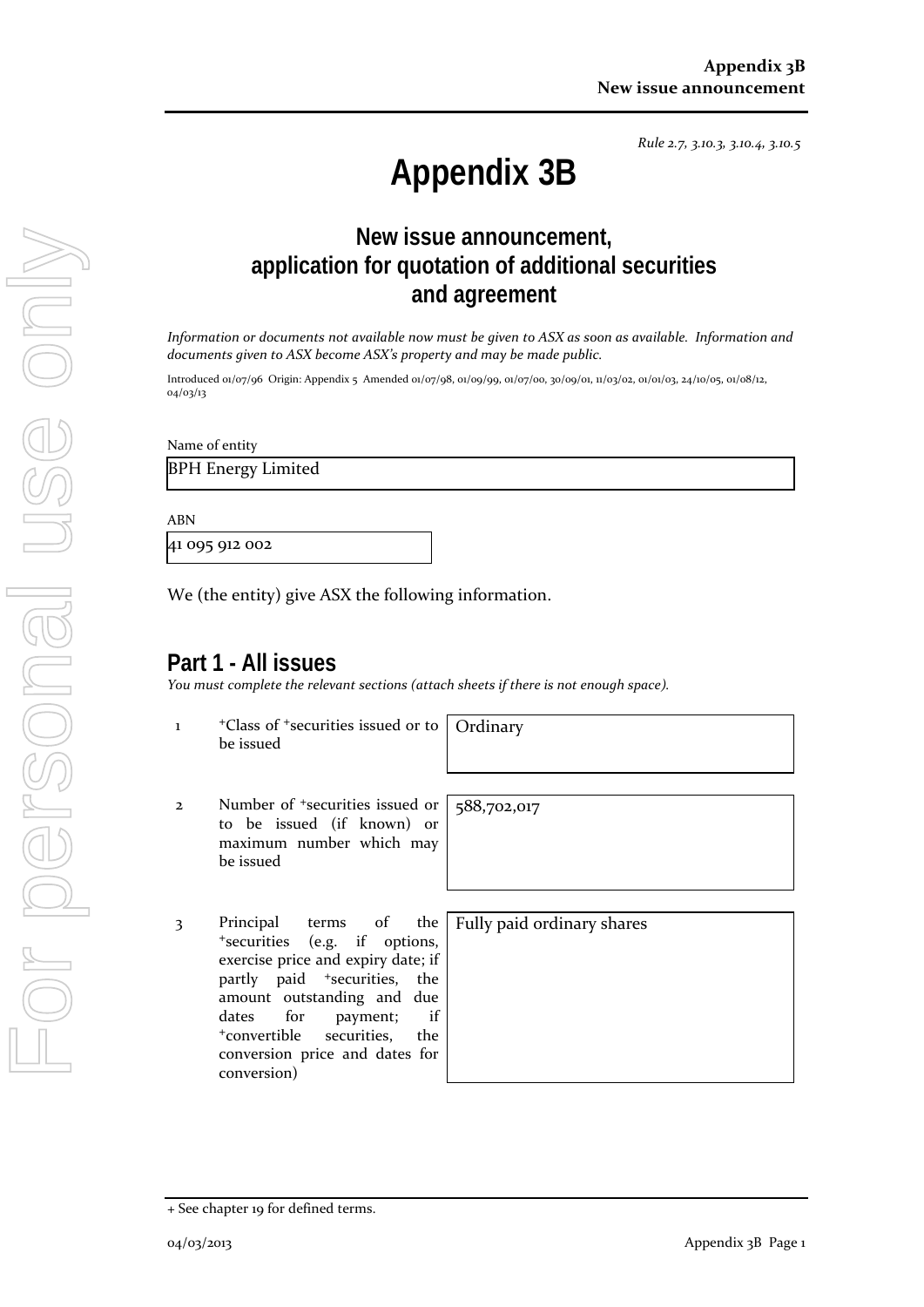*Rule 2.7, 3.10.3, 3.10.4, 3.10.5*

# Appendix 3B

## New issue announcement, application for quotation of additional securities and agreement

*Information or documents not available now must be given to ASX as soon as available. Information and documents given to ASX become ASX's property and may be made public.*

Introduced 01/07/96 Origin: Appendix 5 Amended 01/07/98, 01/09/99, 01/07/00, 30/09/01, 11/03/02, 01/01/03, 24/10/05, 01/08/12, 04/03/13

Name of entity

BPH Energy Limited

ABN

41 095 912 002

We (the entity) give ASX the following information.

## Part 1 - All issues

*You must complete the relevant sections (attach sheets if there is not enough space).*

| | | |
|---|---|---|
| 1 | +Class of +securities issued or to be issued | Ordinary |
| 2 | Number of +securities issued or to be issued (if known) or maximum number which may be issued | 588,702,017 |
| 3 | Principal terms of the +securities (e.g. if options, exercise price and expiry date; if partly paid +securities, the amount outstanding and due dates for payment; if +convertible securities, the conversion price and dates for conversion) | Fully paid ordinary shares |

+ See chapter 19 for defined terms.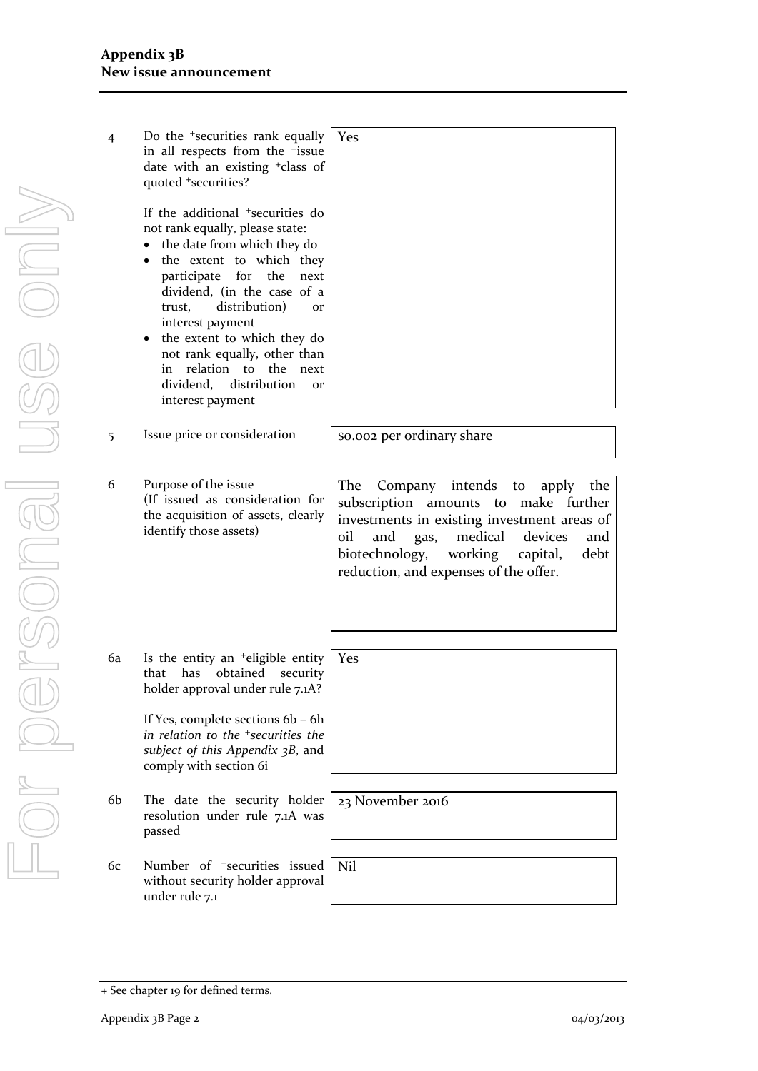| | | |
|---|---|---|
| 4 | Do the +securities rank equally in all respects from the +issue date with an existing +class of quoted +securities?<br><br>If the additional +securities do not rank equally, please state:<br>• the date from which they do<br>• the extent to which they participate for the next dividend, (in the case of a trust, distribution) or interest payment<br>• the extent to which they do not rank equally, other than in relation to the next dividend, distribution or interest payment | Yes |
| 5 | Issue price or consideration | $0.002 per ordinary share |
| 6 | Purpose of the issue<br>(If issued as consideration for the acquisition of assets, clearly identify those assets) | The Company intends to apply the subscription amounts to make further investments in existing investment areas of oil and gas, medical devices and biotechnology, working capital, debt reduction, and expenses of the offer. |
| 6a | Is the entity an +eligible entity that has obtained security holder approval under rule 7.1A?<br><br>If Yes, complete sections 6b – 6h *in relation to the +securities the subject of this Appendix 3B*, and comply with section 6i | Yes |
| 6b | The date the security holder resolution under rule 7.1A was passed | 23 November 2016 |
| 6c | Number of +securities issued without security holder approval under rule 7.1 | Nil |

+ See chapter 19 for defined terms.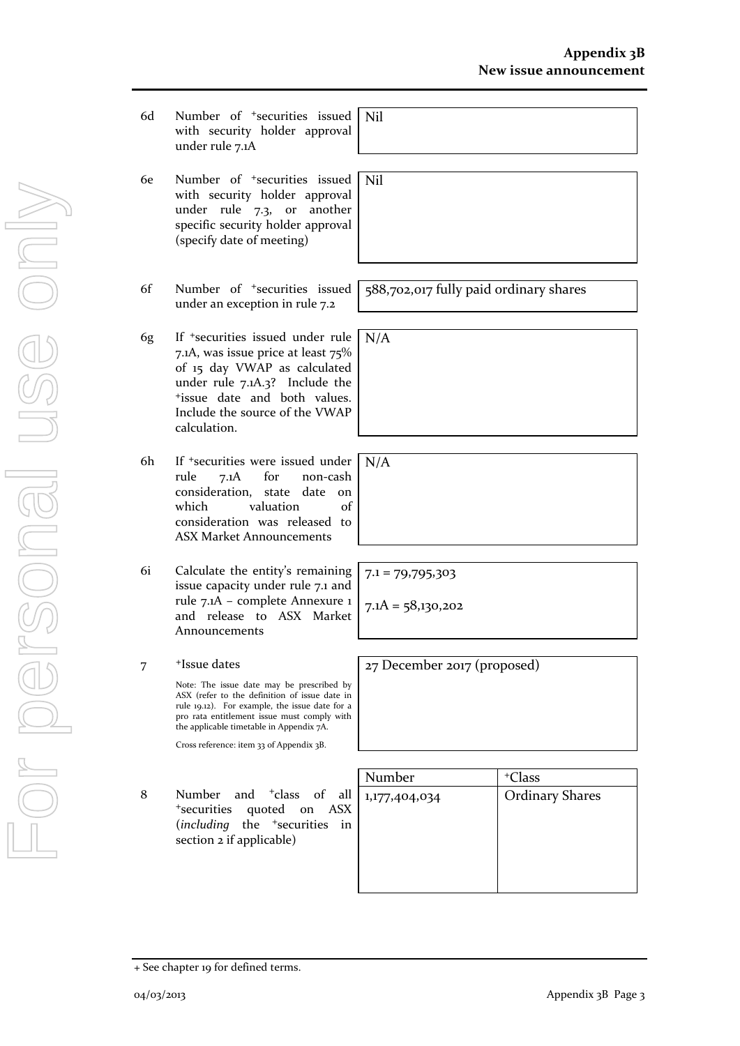| | | |
|---|---|---|
| 6d | Number of +securities issued with security holder approval under rule 7.1A | Nil |
| 6e | Number of +securities issued with security holder approval under rule 7.3, or another specific security holder approval (specify date of meeting) | Nil |
| 6f | Number of +securities issued under an exception in rule 7.2 | 588,702,017 fully paid ordinary shares |
| 6g | If +securities issued under rule 7.1A, was issue price at least 75% of 15 day VWAP as calculated under rule 7.1A.3? Include the +issue date and both values. Include the source of the VWAP calculation. | N/A |
| 6h | If +securities were issued under rule 7.1A for non-cash consideration, state date on which valuation of consideration was released to ASX Market Announcements | N/A |
| 6i | Calculate the entity's remaining issue capacity under rule 7.1 and rule 7.1A – complete Annexure 1 and release to ASX Market Announcements | 7.1 = 79,795,303<br><br>7.1A = 58,130,202 |
| 7 | +Issue dates<br><br>Note: The issue date may be prescribed by ASX (refer to the definition of issue date in rule 19.12). For example, the issue date for a pro rata entitlement issue must comply with the applicable timetable in Appendix 7A.<br><br>Cross reference: item 33 of Appendix 3B. | 27 December 2017 (proposed) |

| | | Number | +Class |
|---|---|---|---|
| 8 | Number and +class of all +securities quoted on ASX (*including* the +securities in section 2 if applicable) | 1,177,404,034 | Ordinary Shares |

+ See chapter 19 for defined terms.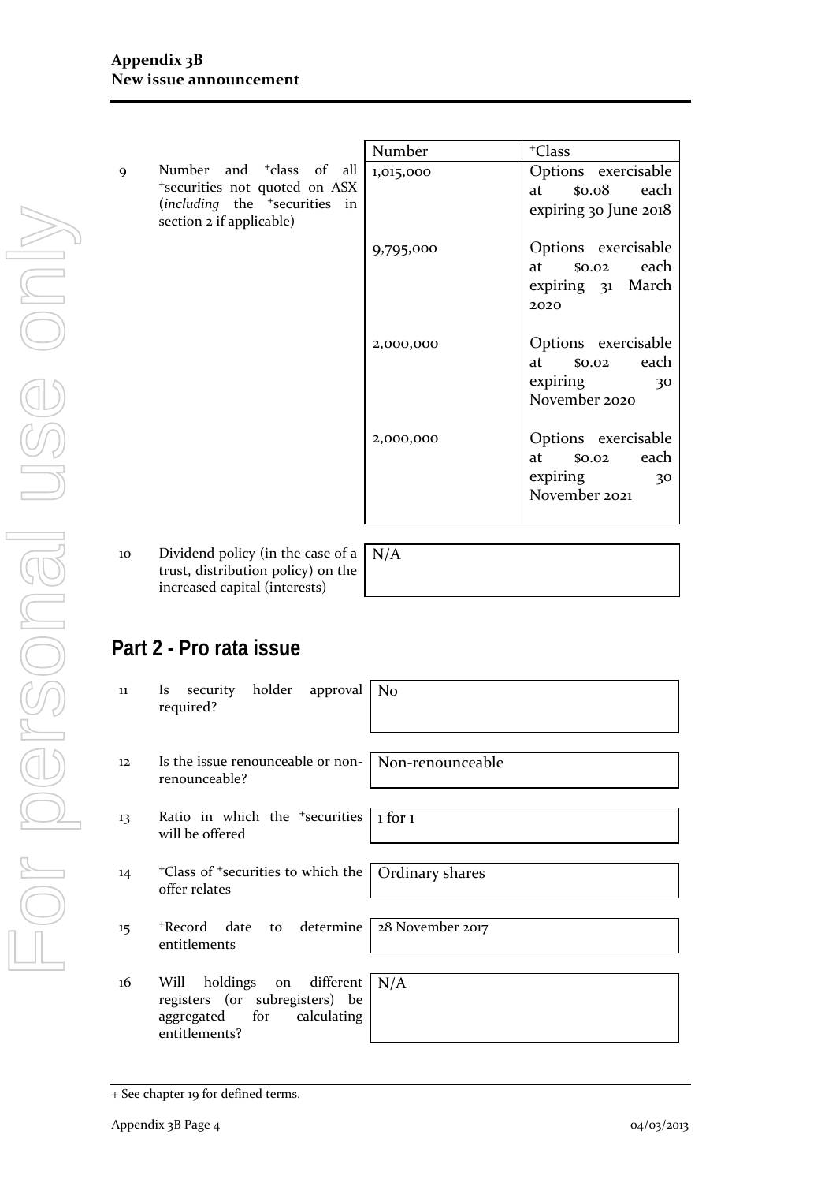| | | Number | +Class |
|---|---|---|---|
| 9 | Number and +class of all +securities not quoted on ASX (*including* the +securities in section 2 if applicable) | 1,015,000 | Options exercisable at $0.08 each expiring 30 June 2018 |
| | | 9,795,000 | Options exercisable at $0.02 each expiring 31 March 2020 |
| | | 2,000,000 | Options exercisable at $0.02 each expiring 30 November 2020 |
| | | 2,000,000 | Options exercisable at $0.02 each expiring 30 November 2021 |

| | | |
|---|---|---|
| 10 | Dividend policy (in the case of a trust, distribution policy) on the increased capital (interests) | N/A |

## Part 2 - Pro rata issue

| | | |
|---|---|---|
| 11 | Is security holder approval required? | No |
| 12 | Is the issue renounceable or non-renounceable? | Non-renounceable |
| 13 | Ratio in which the +securities will be offered | 1 for 1 |
| 14 | +Class of +securities to which the offer relates | Ordinary shares |
| 15 | +Record date to determine entitlements | 28 November 2017 |
| 16 | Will holdings on different registers (or subregisters) be aggregated for calculating entitlements? | N/A |

+ See chapter 19 for defined terms.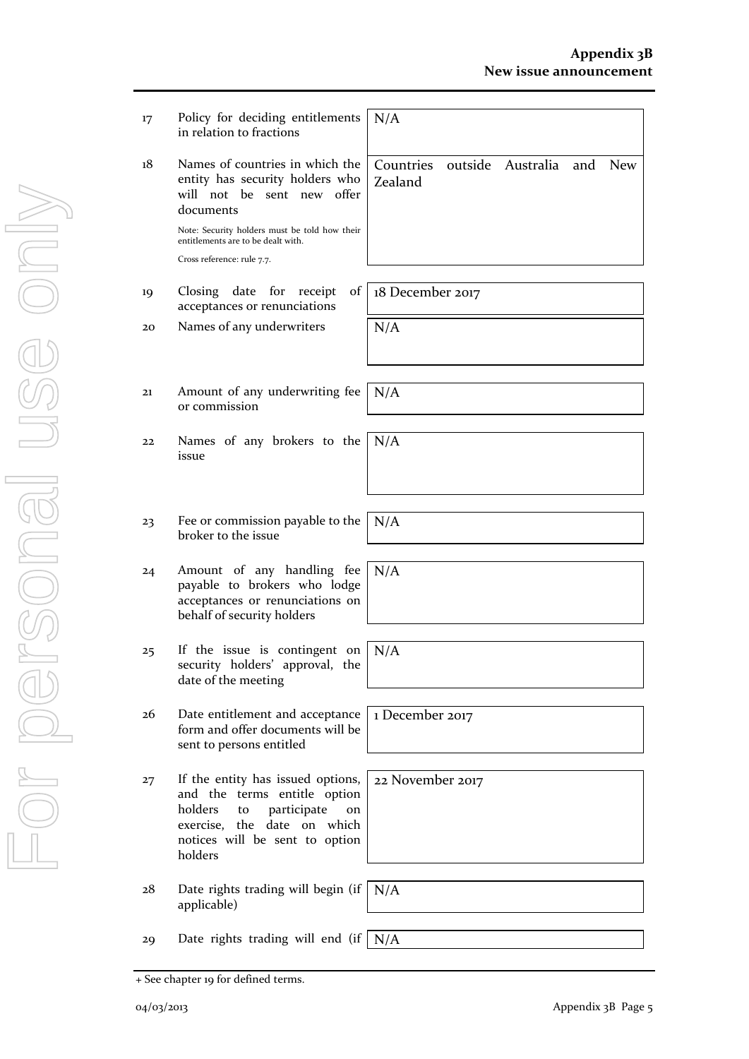| | | |
|---|---|---|
| 17 | Policy for deciding entitlements in relation to fractions | N/A |
| 18 | Names of countries in which the entity has security holders who will not be sent new offer documents<br><br>Note: Security holders must be told how their entitlements are to be dealt with.<br><br>Cross reference: rule 7.7. | Countries outside Australia and New Zealand |
| 19 | Closing date for receipt of acceptances or renunciations | 18 December 2017 |
| 20 | Names of any underwriters | N/A |
| 21 | Amount of any underwriting fee or commission | N/A |
| 22 | Names of any brokers to the issue | N/A |
| 23 | Fee or commission payable to the broker to the issue | N/A |
| 24 | Amount of any handling fee payable to brokers who lodge acceptances or renunciations on behalf of security holders | N/A |
| 25 | If the issue is contingent on security holders' approval, the date of the meeting | N/A |
| 26 | Date entitlement and acceptance form and offer documents will be sent to persons entitled | 1 December 2017 |
| 27 | If the entity has issued options, and the terms entitle option holders to participate on exercise, the date on which notices will be sent to option holders | 22 November 2017 |
| 28 | Date rights trading will begin (if applicable) | N/A |
| 29 | Date rights trading will end (if | N/A |

+ See chapter 19 for defined terms.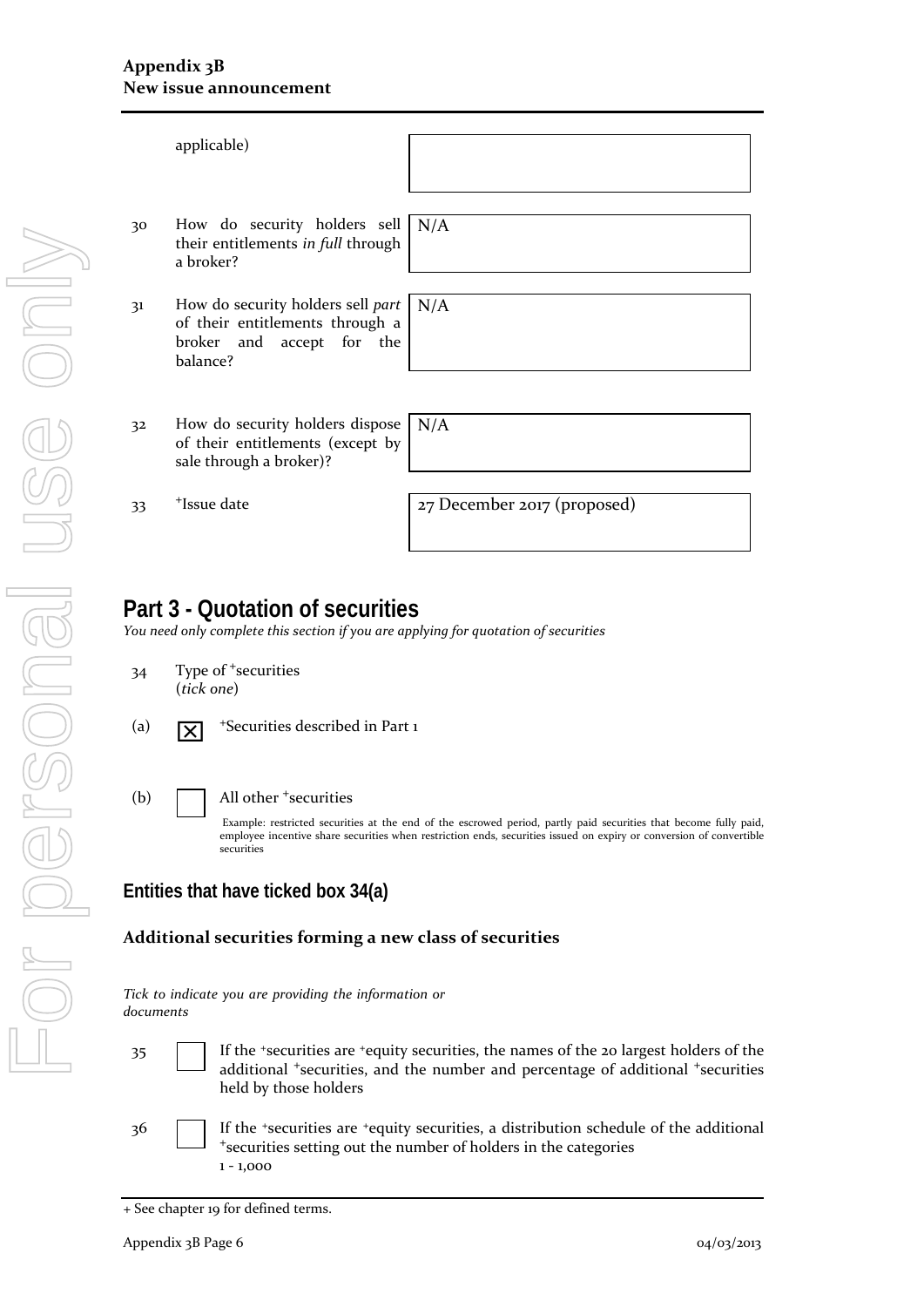| | | |
|---|---|---|
| | applicable) | |
| 30 | How do security holders sell their entitlements *in full* through a broker? | N/A |
| 31 | How do security holders sell *part* of their entitlements through a broker and accept for the balance? | N/A |
| 32 | How do security holders dispose of their entitlements (except by sale through a broker)? | N/A |
| 33 | +Issue date | 27 December 2017 (proposed) |

# Part 3 - Quotation of securities

*You need only complete this section if you are applying for quotation of securities*

34 Type of +securities
(*tick one*)

(a) ☒ +Securities described in Part 1

(b) ☐ All other +securities

Example: restricted securities at the end of the escrowed period, partly paid securities that become fully paid, employee incentive share securities when restriction ends, securities issued on expiry or conversion of convertible securities

## Entities that have ticked box 34(a)

### Additional securities forming a new class of securities

*Tick to indicate you are providing the information or documents*

35 ☐ If the +securities are +equity securities, the names of the 20 largest holders of the additional +securities, and the number and percentage of additional +securities held by those holders

36 ☐ If the +securities are +equity securities, a distribution schedule of the additional +securities setting out the number of holders in the categories
1 - 1,000

+ See chapter 19 for defined terms.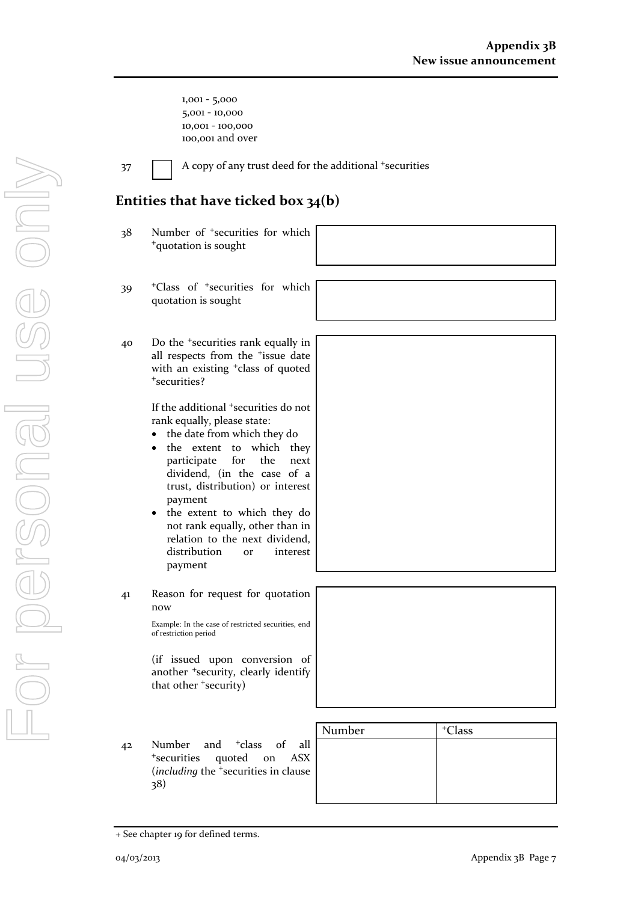1,001 - 5,000
5,001 - 10,000
10,001 - 100,000
100,001 and over

37 ☐ A copy of any trust deed for the additional +securities

## Entities that have ticked box 34(b)

| | | |
|---|---|---|
| 38 | Number of +securities for which +quotation is sought | |
| 39 | +Class of +securities for which quotation is sought | |
| 40 | Do the +securities rank equally in all respects from the +issue date with an existing +class of quoted +securities?<br><br>If the additional +securities do not rank equally, please state:<br>• the date from which they do<br>• the extent to which they participate for the next dividend, (in the case of a trust, distribution) or interest payment<br>• the extent to which they do not rank equally, other than in relation to the next dividend, distribution or interest payment | |
| 41 | Reason for request for quotation now<br><br>Example: In the case of restricted securities, end of restriction period<br><br>(if issued upon conversion of another +security, clearly identify that other +security) | |

42 Number and +class of all +securities quoted on ASX (*including* the +securities in clause 38)

| Number | +Class |
|---|---|
| | |

+ See chapter 19 for defined terms.

04/03/2013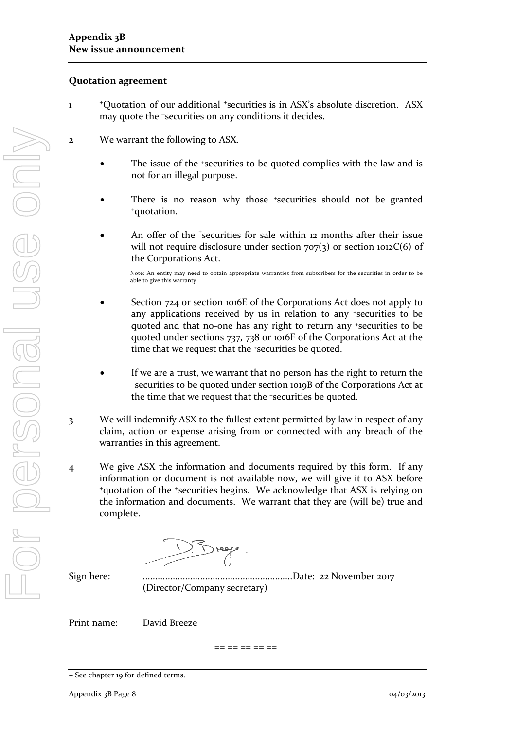**Appendix 3B**
**New issue announcement**

### Quotation agreement

1 +Quotation of our additional +securities is in ASX's absolute discretion. ASX may quote the +securities on any conditions it decides.

2 We warrant the following to ASX.

- The issue of the +securities to be quoted complies with the law and is not for an illegal purpose.

- There is no reason why those +securities should not be granted +quotation.

- An offer of the +securities for sale within 12 months after their issue will not require disclosure under section 707(3) or section 1012C(6) of the Corporations Act.

  Note: An entity may need to obtain appropriate warranties from subscribers for the securities in order to be able to give this warranty

- Section 724 or section 1016E of the Corporations Act does not apply to any applications received by us in relation to any +securities to be quoted and that no-one has any right to return any +securities to be quoted under sections 737, 738 or 1016F of the Corporations Act at the time that we request that the +securities be quoted.

- If we are a trust, we warrant that no person has the right to return the +securities to be quoted under section 1019B of the Corporations Act at the time that we request that the +securities be quoted.

3 We will indemnify ASX to the fullest extent permitted by law in respect of any claim, action or expense arising from or connected with any breach of the warranties in this agreement.

4 We give ASX the information and documents required by this form. If any information or document is not available now, we will give it to ASX before +quotation of the +securities begins. We acknowledge that ASX is relying on the information and documents. We warrant that they are (will be) true and complete.

Sign here: ............................................................Date: 22 November 2017
(Director/Company secretary)

Print name: David Breeze

== == == == ==

+ See chapter 19 for defined terms.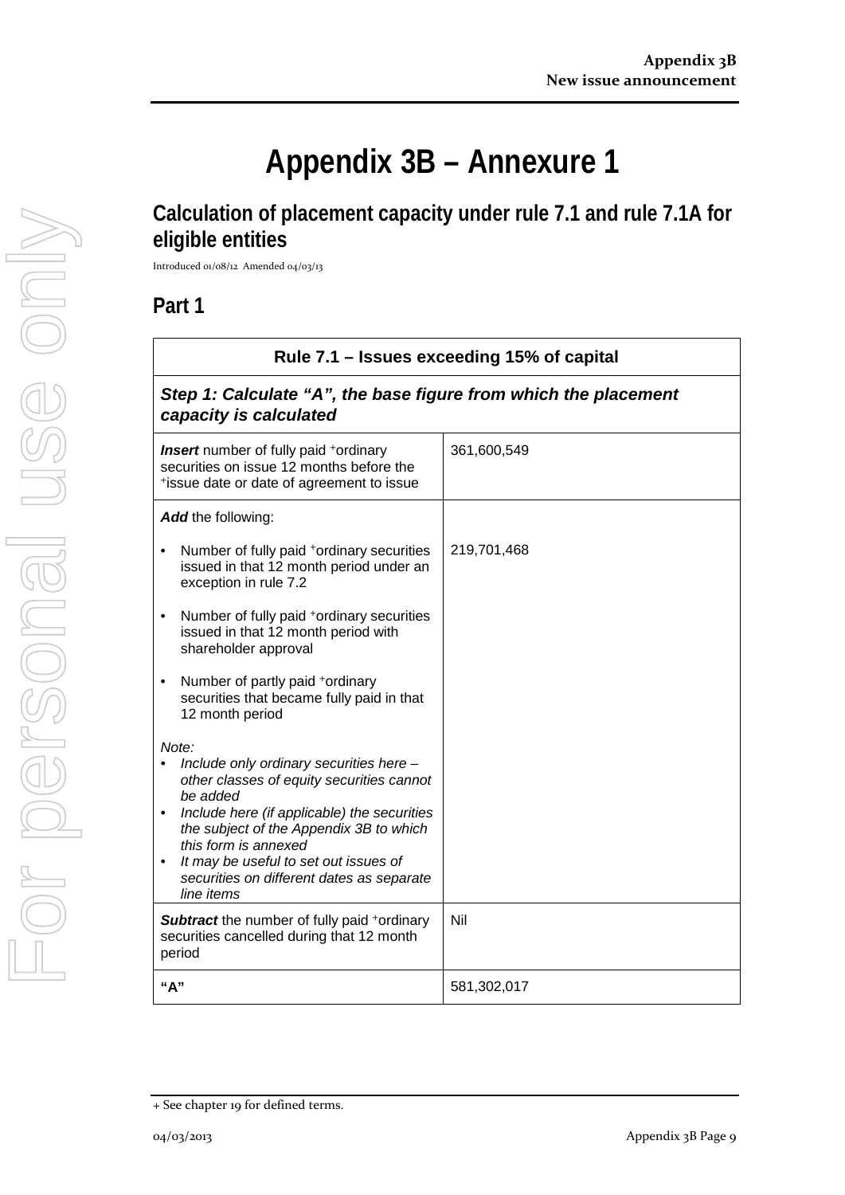# Appendix 3B – Annexure 1

## Calculation of placement capacity under rule 7.1 and rule 7.1A for eligible entities

Introduced 01/08/12 Amended 04/03/13

## Part 1

| Rule 7.1 – Issues exceeding 15% of capital | |
|---|---|
| ***Step 1: Calculate "A", the base figure from which the placement capacity is calculated*** | |
| ***Insert*** number of fully paid +ordinary securities on issue 12 months before the +issue date or date of agreement to issue | 361,600,549 |
| ***Add*** the following:<br>• Number of fully paid +ordinary securities issued in that 12 month period under an exception in rule 7.2<br>• Number of fully paid +ordinary securities issued in that 12 month period with shareholder approval<br>• Number of partly paid +ordinary securities that became fully paid in that 12 month period<br><br>*Note:*<br>• *Include only ordinary securities here – other classes of equity securities cannot be added*<br>• *Include here (if applicable) the securities the subject of the Appendix 3B to which this form is annexed*<br>• *It may be useful to set out issues of securities on different dates as separate line items* | 219,701,468 |
| ***Subtract*** the number of fully paid +ordinary securities cancelled during that 12 month period | Nil |
| **"A"** | 581,302,017 |

+ See chapter 19 for defined terms.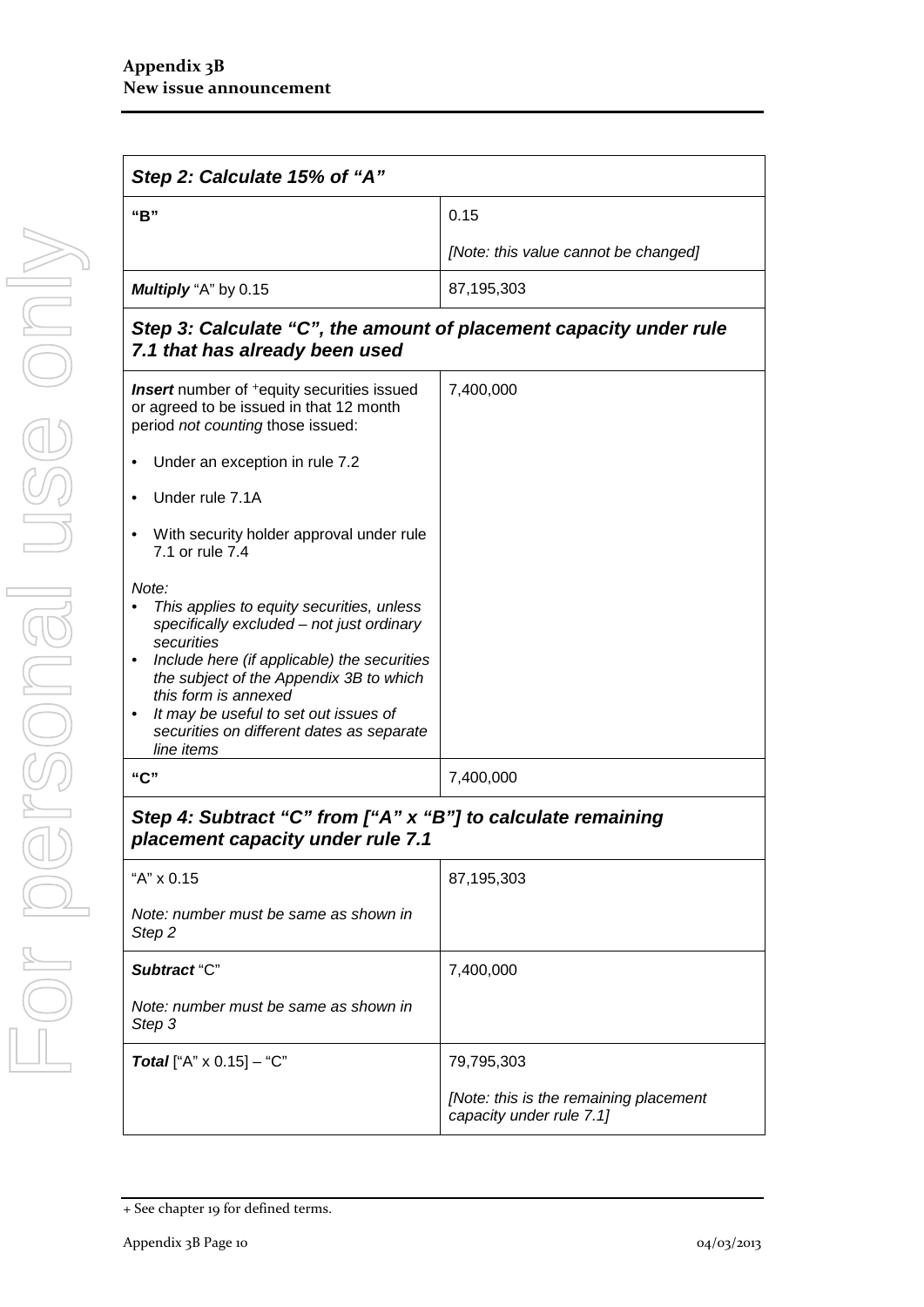| *Step 2: Calculate 15% of "A"* | |
|---|---|
| **"B"** | 0.15<br><br>*[Note: this value cannot be changed]* |
| ***Multiply*** "A" by 0.15 | 87,195,303 |
| ***Step 3: Calculate "C", the amount of placement capacity under rule 7.1 that has already been used*** | |
| ***Insert*** number of +equity securities issued or agreed to be issued in that 12 month period *not counting* those issued:<br><br>• Under an exception in rule 7.2<br><br>• Under rule 7.1A<br><br>• With security holder approval under rule 7.1 or rule 7.4<br><br>*Note:*<br>• *This applies to equity securities, unless specifically excluded – not just ordinary securities*<br>• *Include here (if applicable) the securities the subject of the Appendix 3B to which this form is annexed*<br>• *It may be useful to set out issues of securities on different dates as separate line items* | 7,400,000 |
| **"C"** | 7,400,000 |
| ***Step 4: Subtract "C" from ["A" x "B"] to calculate remaining placement capacity under rule 7.1*** | |
| "A" x 0.15<br><br>*Note: number must be same as shown in Step 2* | 87,195,303 |
| ***Subtract*** "C"<br><br>*Note: number must be same as shown in Step 3* | 7,400,000 |
| ***Total*** ["A" x 0.15] – "C" | 79,795,303<br><br>*[Note: this is the remaining placement capacity under rule 7.1]* |

+ See chapter 19 for defined terms.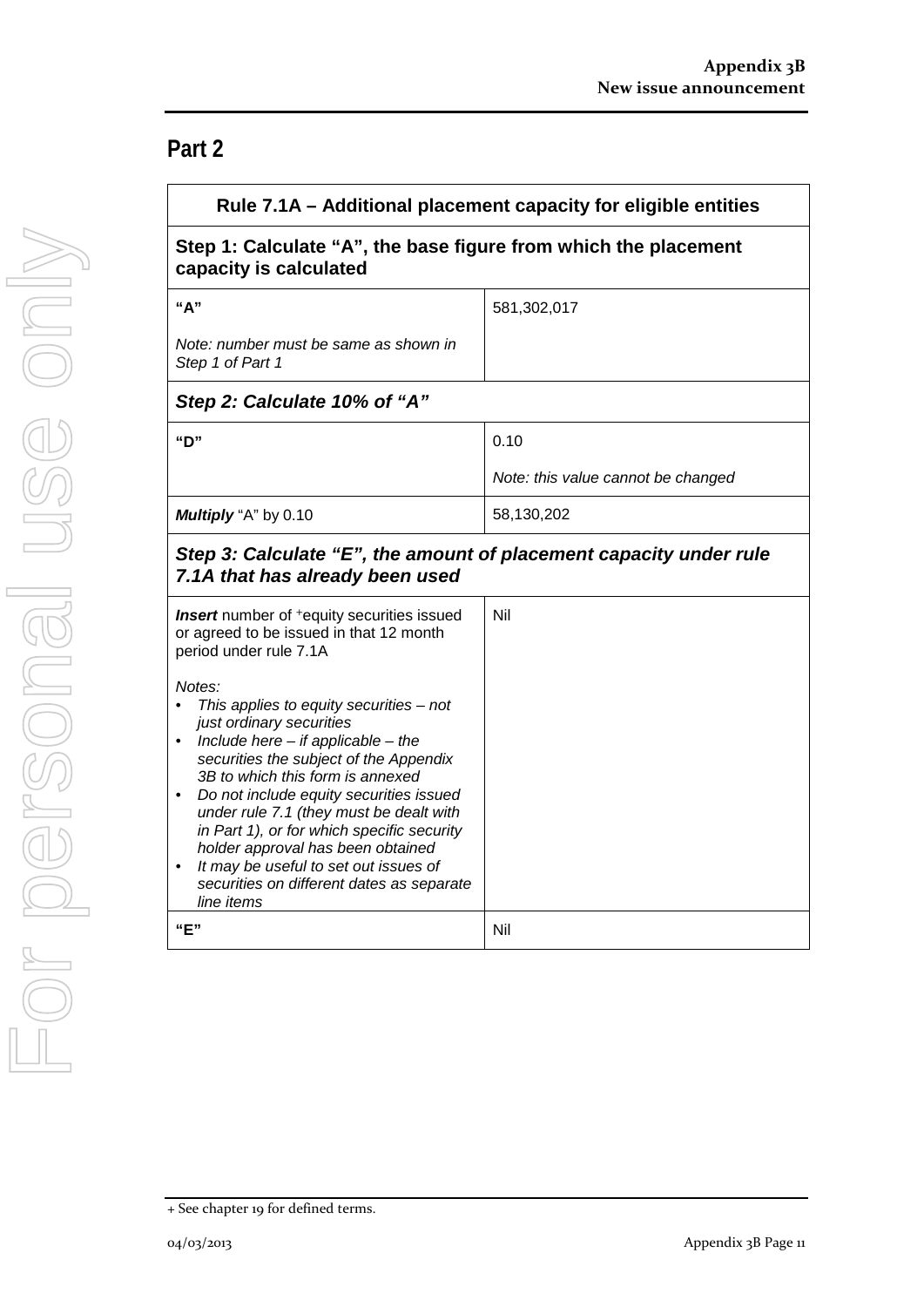## Part 2

| Rule 7.1A – Additional placement capacity for eligible entities | |
|---|---|
| **Step 1: Calculate "A", the base figure from which the placement capacity is calculated** | |
| **"A"**<br><br>*Note: number must be same as shown in Step 1 of Part 1* | 581,302,017 |
| ***Step 2: Calculate 10% of "A"*** | |
| **"D"** | 0.10<br><br>*Note: this value cannot be changed* |
| ***Multiply*** "A" by 0.10 | 58,130,202 |
| ***Step 3: Calculate "E", the amount of placement capacity under rule 7.1A that has already been used*** | |
| ***Insert*** number of +equity securities issued or agreed to be issued in that 12 month period under rule 7.1A<br><br>*Notes:*<br>• *This applies to equity securities – not just ordinary securities*<br>• *Include here – if applicable – the securities the subject of the Appendix 3B to which this form is annexed*<br>• *Do not include equity securities issued under rule 7.1 (they must be dealt with in Part 1), or for which specific security holder approval has been obtained*<br>• *It may be useful to set out issues of securities on different dates as separate line items* | Nil |
| **"E"** | Nil |

+ See chapter 19 for defined terms.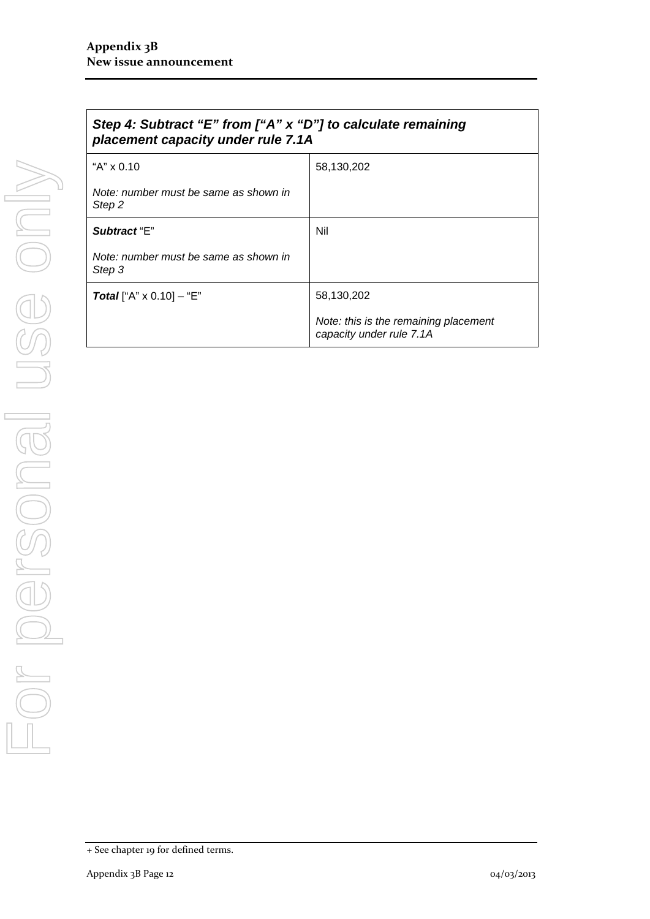| ***Step 4: Subtract "E" from ["A" x "D"] to calculate remaining placement capacity under rule 7.1A*** | |
|---|---|
| "A" x 0.10<br><br>*Note: number must be same as shown in Step 2* | 58,130,202 |
| ***Subtract*** "E"<br><br>*Note: number must be same as shown in Step 3* | Nil |
| ***Total*** ["A" x 0.10] – "E" | 58,130,202<br><br>*Note: this is the remaining placement capacity under rule 7.1A* |

+ See chapter 19 for defined terms.